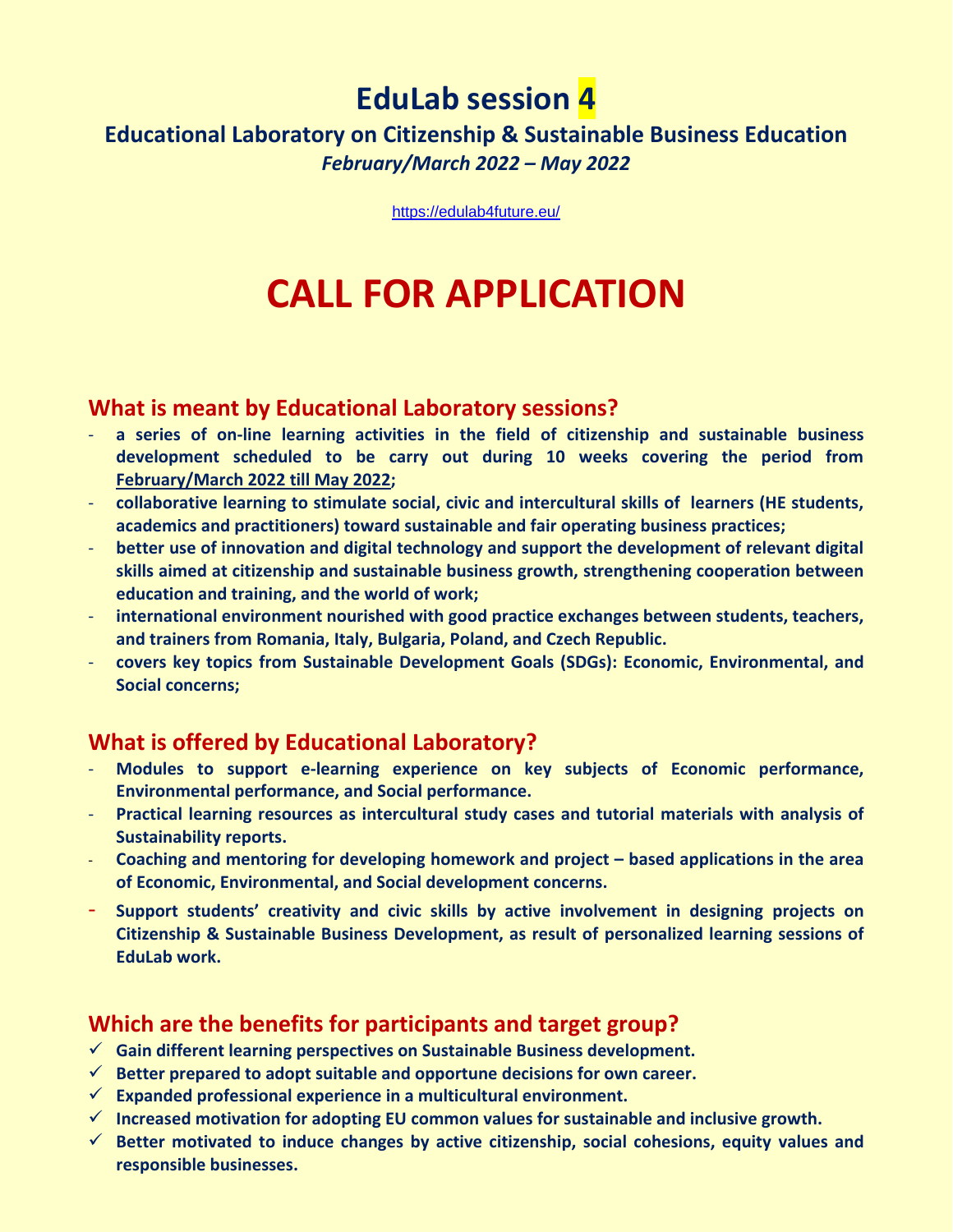# EduLab session 4

## Educational Laboratory on Citizenship & Sustainable Business Education

***February/March 2022 – May 2022***

https://edulab4future.eu/

# CALL FOR APPLICATION

## What is meant by Educational Laboratory sessions?

- **a series of on-line learning activities in the field of citizenship and sustainable business development scheduled to be carry out during 10 weeks covering the period from February/March 2022 till May 2022;**
- **collaborative learning to stimulate social, civic and intercultural skills of learners (HE students, academics and practitioners) toward sustainable and fair operating business practices;**
- **better use of innovation and digital technology and support the development of relevant digital skills aimed at citizenship and sustainable business growth, strengthening cooperation between education and training, and the world of work;**
- **international environment nourished with good practice exchanges between students, teachers, and trainers from Romania, Italy, Bulgaria, Poland, and Czech Republic.**
- **covers key topics from Sustainable Development Goals (SDGs): Economic, Environmental, and Social concerns;**

## What is offered by Educational Laboratory?

- **Modules to support e-learning experience on key subjects of Economic performance, Environmental performance, and Social performance.**
- **Practical learning resources as intercultural study cases and tutorial materials with analysis of Sustainability reports.**
- **Coaching and mentoring for developing homework and project – based applications in the area of Economic, Environmental, and Social development concerns.**
- **Support students' creativity and civic skills by active involvement in designing projects on Citizenship & Sustainable Business Development, as result of personalized learning sessions of EduLab work.**

## Which are the benefits for participants and target group?

- ✓ **Gain different learning perspectives on Sustainable Business development.**
- ✓ **Better prepared to adopt suitable and opportune decisions for own career.**
- ✓ **Expanded professional experience in a multicultural environment.**
- ✓ **Increased motivation for adopting EU common values for sustainable and inclusive growth.**
- ✓ **Better motivated to induce changes by active citizenship, social cohesions, equity values and responsible businesses.**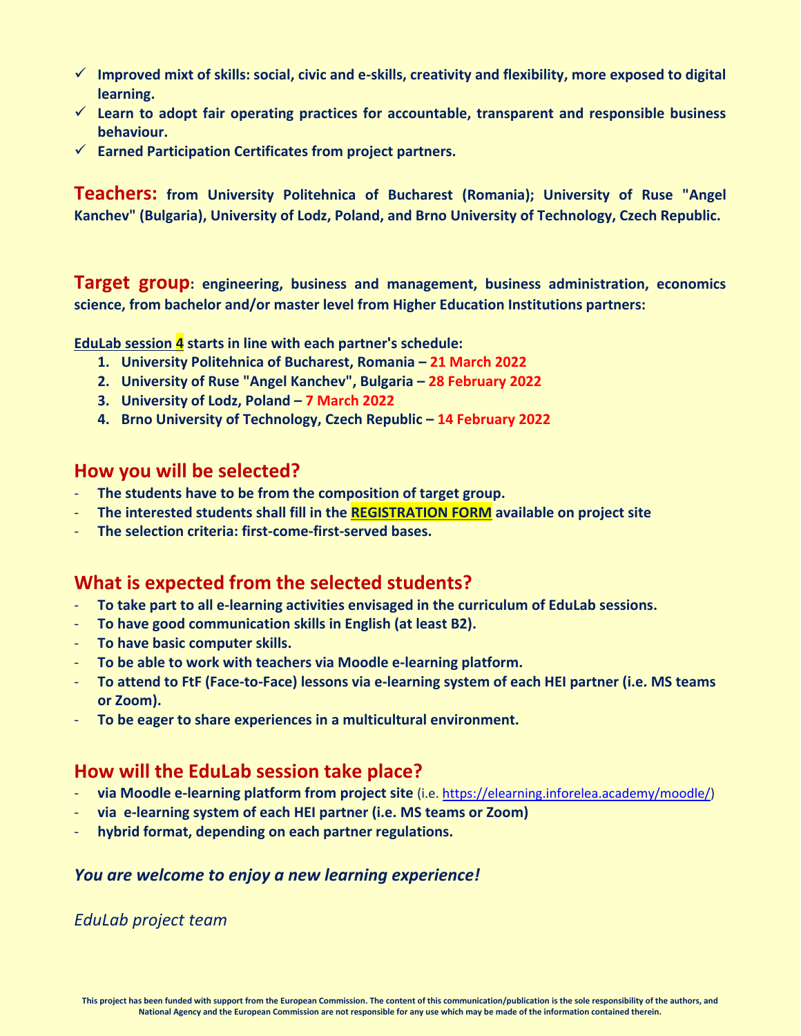- ✓ **Improved mixt of skills: social, civic and e-skills, creativity and flexibility, more exposed to digital learning.**
- ✓ **Learn to adopt fair operating practices for accountable, transparent and responsible business behaviour.**
- ✓ **Earned Participation Certificates from project partners.**

**Teachers: from University Politehnica of Bucharest (Romania); University of Ruse "Angel Kanchev" (Bulgaria), University of Lodz, Poland, and Brno University of Technology, Czech Republic.**

**Target group: engineering, business and management, business administration, economics science, from bachelor and/or master level from Higher Education Institutions partners:**

**EduLab session 4 starts in line with each partner's schedule:**

1. **University Politehnica of Bucharest, Romania – 21 March 2022**
2. **University of Ruse "Angel Kanchev", Bulgaria – 28 February 2022**
3. **University of Lodz, Poland – 7 March 2022**
4. **Brno University of Technology, Czech Republic – 14 February 2022**

## How you will be selected?

- **The students have to be from the composition of target group.**
- **The interested students shall fill in the REGISTRATION FORM available on project site**
- **The selection criteria: first-come-first-served bases.**

## What is expected from the selected students?

- **To take part to all e-learning activities envisaged in the curriculum of EduLab sessions.**
- **To have good communication skills in English (at least B2).**
- **To have basic computer skills.**
- **To be able to work with teachers via Moodle e-learning platform.**
- **To attend to FtF (Face-to-Face) lessons via e-learning system of each HEI partner (i.e. MS teams or Zoom).**
- **To be eager to share experiences in a multicultural environment.**

## How will the EduLab session take place?

- **via Moodle e-learning platform from project site** (i.e. https://elearning.inforelea.academy/moodle/)
- **via e-learning system of each HEI partner (i.e. MS teams or Zoom)**
- **hybrid format, depending on each partner regulations.**

***You are welcome to enjoy a new learning experience!***

*EduLab project team*

**This project has been funded with support from the European Commission. The content of this communication/publication is the sole responsibility of the authors, and National Agency and the European Commission are not responsible for any use which may be made of the information contained therein.**